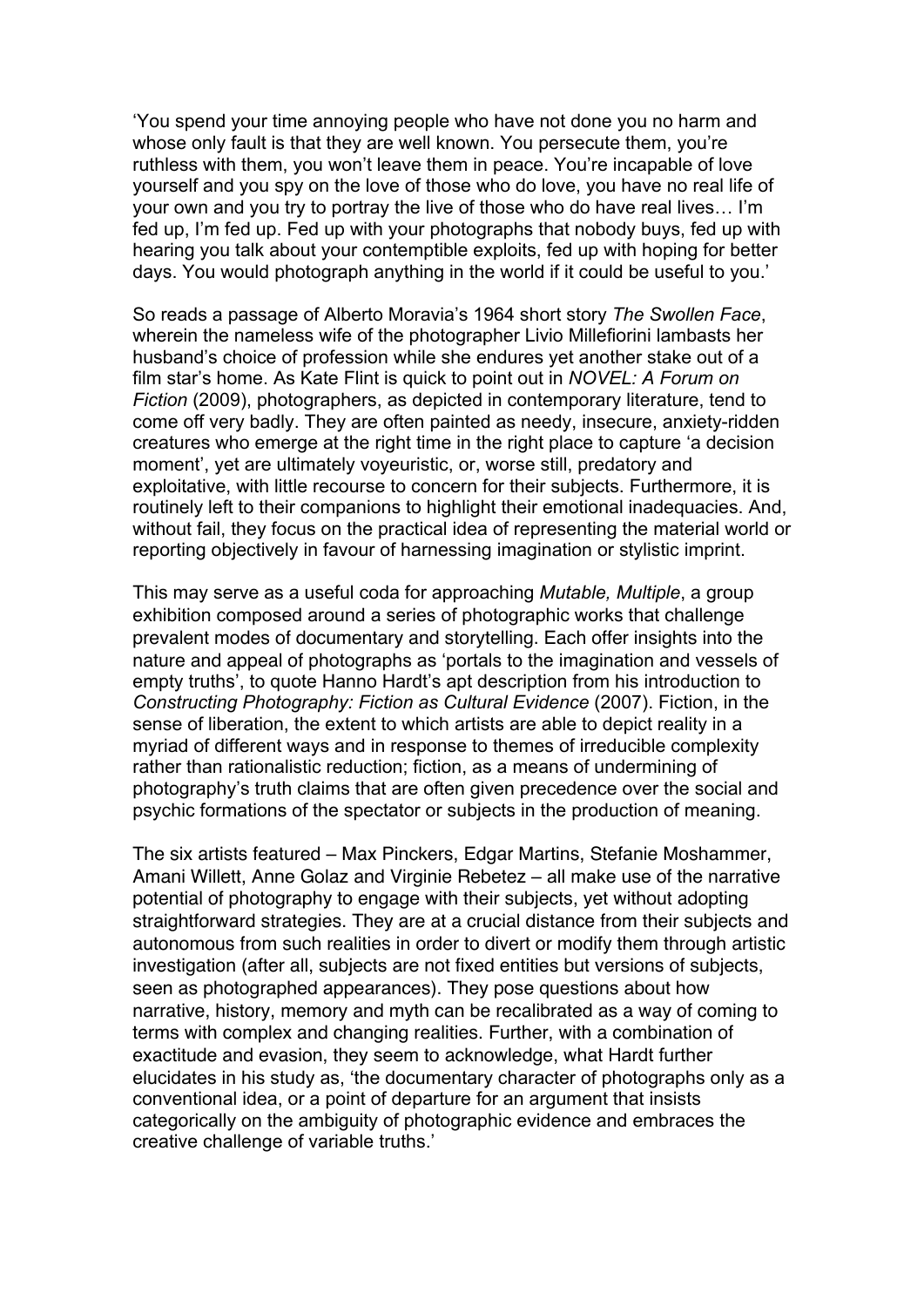'You spend your time annoying people who have not done you no harm and whose only fault is that they are well known. You persecute them, you're ruthless with them, you won't leave them in peace. You're incapable of love yourself and you spy on the love of those who do love, you have no real life of your own and you try to portray the live of those who do have real lives… I'm fed up, I'm fed up. Fed up with your photographs that nobody buys, fed up with hearing you talk about your contemptible exploits, fed up with hoping for better days. You would photograph anything in the world if it could be useful to you.'

So reads a passage of Alberto Moravia's 1964 short story *The Swollen Face*, wherein the nameless wife of the photographer Livio Millefiorini lambasts her husband's choice of profession while she endures yet another stake out of a film star's home. As Kate Flint is quick to point out in *NOVEL: A Forum on Fiction* (2009), photographers, as depicted in contemporary literature, tend to come off very badly. They are often painted as needy, insecure, anxiety-ridden creatures who emerge at the right time in the right place to capture 'a decision moment', yet are ultimately voyeuristic, or, worse still, predatory and exploitative, with little recourse to concern for their subjects. Furthermore, it is routinely left to their companions to highlight their emotional inadequacies. And, without fail, they focus on the practical idea of representing the material world or reporting objectively in favour of harnessing imagination or stylistic imprint.

This may serve as a useful coda for approaching *Mutable, Multiple*, a group exhibition composed around a series of photographic works that challenge prevalent modes of documentary and storytelling. Each offer insights into the nature and appeal of photographs as 'portals to the imagination and vessels of empty truths', to quote Hanno Hardt's apt description from his introduction to *Constructing Photography: Fiction as Cultural Evidence* (2007). Fiction, in the sense of liberation, the extent to which artists are able to depict reality in a myriad of different ways and in response to themes of irreducible complexity rather than rationalistic reduction; fiction, as a means of undermining of photography's truth claims that are often given precedence over the social and psychic formations of the spectator or subjects in the production of meaning.

The six artists featured – Max Pinckers, Edgar Martins, Stefanie Moshammer, Amani Willett, Anne Golaz and Virginie Rebetez – all make use of the narrative potential of photography to engage with their subjects, yet without adopting straightforward strategies. They are at a crucial distance from their subjects and autonomous from such realities in order to divert or modify them through artistic investigation (after all, subjects are not fixed entities but versions of subjects, seen as photographed appearances). They pose questions about how narrative, history, memory and myth can be recalibrated as a way of coming to terms with complex and changing realities. Further, with a combination of exactitude and evasion, they seem to acknowledge, what Hardt further elucidates in his study as, 'the documentary character of photographs only as a conventional idea, or a point of departure for an argument that insists categorically on the ambiguity of photographic evidence and embraces the creative challenge of variable truths.'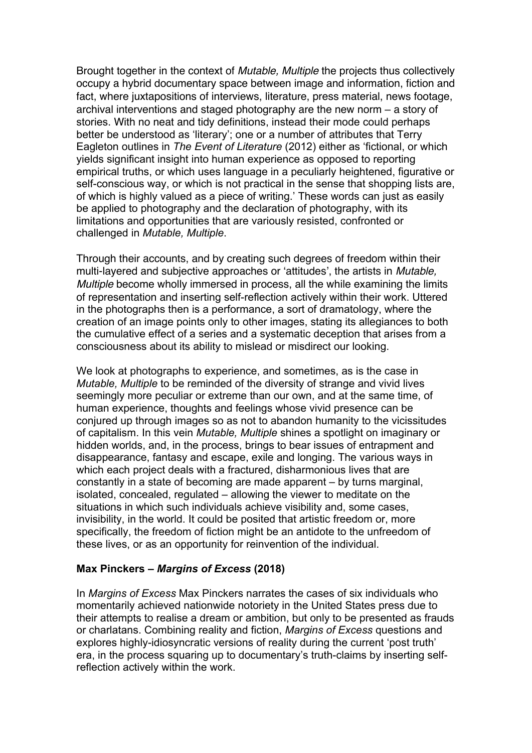Brought together in the context of *Mutable, Multiple* the projects thus collectively occupy a hybrid documentary space between image and information, fiction and fact, where juxtapositions of interviews, literature, press material, news footage, archival interventions and staged photography are the new norm – a story of stories. With no neat and tidy definitions, instead their mode could perhaps better be understood as 'literary'; one or a number of attributes that Terry Eagleton outlines in *The Event of Literature* (2012) either as 'fictional, or which yields significant insight into human experience as opposed to reporting empirical truths, or which uses language in a peculiarly heightened, figurative or self-conscious way, or which is not practical in the sense that shopping lists are, of which is highly valued as a piece of writing.' These words can just as easily be applied to photography and the declaration of photography, with its limitations and opportunities that are variously resisted, confronted or challenged in *Mutable, Multiple*.

Through their accounts, and by creating such degrees of freedom within their multi-layered and subjective approaches or 'attitudes', the artists in *Mutable, Multiple* become wholly immersed in process, all the while examining the limits of representation and inserting self-reflection actively within their work. Uttered in the photographs then is a performance, a sort of dramatology, where the creation of an image points only to other images, stating its allegiances to both the cumulative effect of a series and a systematic deception that arises from a consciousness about its ability to mislead or misdirect our looking.

We look at photographs to experience, and sometimes, as is the case in *Mutable, Multiple* to be reminded of the diversity of strange and vivid lives seemingly more peculiar or extreme than our own, and at the same time, of human experience, thoughts and feelings whose vivid presence can be conjured up through images so as not to abandon humanity to the vicissitudes of capitalism. In this vein *Mutable, Multiple* shines a spotlight on imaginary or hidden worlds, and, in the process, brings to bear issues of entrapment and disappearance, fantasy and escape, exile and longing. The various ways in which each project deals with a fractured, disharmonious lives that are constantly in a state of becoming are made apparent – by turns marginal, isolated, concealed, regulated – allowing the viewer to meditate on the situations in which such individuals achieve visibility and, some cases, invisibility, in the world. It could be posited that artistic freedom or, more specifically, the freedom of fiction might be an antidote to the unfreedom of these lives, or as an opportunity for reinvention of the individual.

**Max Pinckers – *Margins of Excess* (2018)**

In *Margins of Excess* Max Pinckers narrates the cases of six individuals who momentarily achieved nationwide notoriety in the United States press due to their attempts to realise a dream or ambition, but only to be presented as frauds or charlatans. Combining reality and fiction, *Margins of Excess* questions and explores highly-idiosyncratic versions of reality during the current 'post truth' era, in the process squaring up to documentary's truth-claims by inserting self-reflection actively within the work.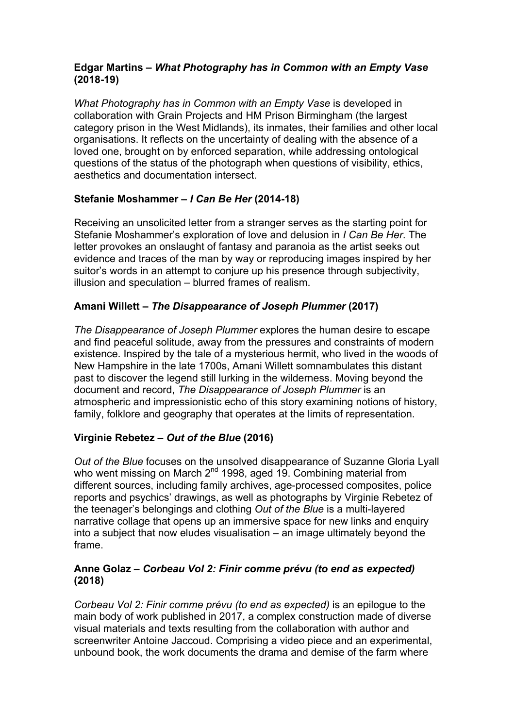**Edgar Martins – *What Photography has in Common with an Empty Vase* (2018-19)**

*What Photography has in Common with an Empty Vase* is developed in collaboration with Grain Projects and HM Prison Birmingham (the largest category prison in the West Midlands), its inmates, their families and other local organisations. It reflects on the uncertainty of dealing with the absence of a loved one, brought on by enforced separation, while addressing ontological questions of the status of the photograph when questions of visibility, ethics, aesthetics and documentation intersect.

**Stefanie Moshammer – *I Can Be Her* (2014-18)**

Receiving an unsolicited letter from a stranger serves as the starting point for Stefanie Moshammer's exploration of love and delusion in *I Can Be Her*. The letter provokes an onslaught of fantasy and paranoia as the artist seeks out evidence and traces of the man by way or reproducing images inspired by her suitor's words in an attempt to conjure up his presence through subjectivity, illusion and speculation – blurred frames of realism.

**Amani Willett – *The Disappearance of Joseph Plummer* (2017)**

*The Disappearance of Joseph Plummer* explores the human desire to escape and find peaceful solitude, away from the pressures and constraints of modern existence. Inspired by the tale of a mysterious hermit, who lived in the woods of New Hampshire in the late 1700s, Amani Willett somnambulates this distant past to discover the legend still lurking in the wilderness. Moving beyond the document and record, *The Disappearance of Joseph Plummer* is an atmospheric and impressionistic echo of this story examining notions of history, family, folklore and geography that operates at the limits of representation.

**Virginie Rebetez – *Out of the Blue* (2016)**

*Out of the Blue* focuses on the unsolved disappearance of Suzanne Gloria Lyall who went missing on March 2nd 1998, aged 19. Combining material from different sources, including family archives, age-processed composites, police reports and psychics' drawings, as well as photographs by Virginie Rebetez of the teenager's belongings and clothing *Out of the Blue* is a multi-layered narrative collage that opens up an immersive space for new links and enquiry into a subject that now eludes visualisation – an image ultimately beyond the frame.

**Anne Golaz – *Corbeau Vol 2: Finir comme prévu (to end as expected)* (2018)**

*Corbeau Vol 2: Finir comme prévu (to end as expected)* is an epilogue to the main body of work published in 2017, a complex construction made of diverse visual materials and texts resulting from the collaboration with author and screenwriter Antoine Jaccoud. Comprising a video piece and an experimental, unbound book, the work documents the drama and demise of the farm where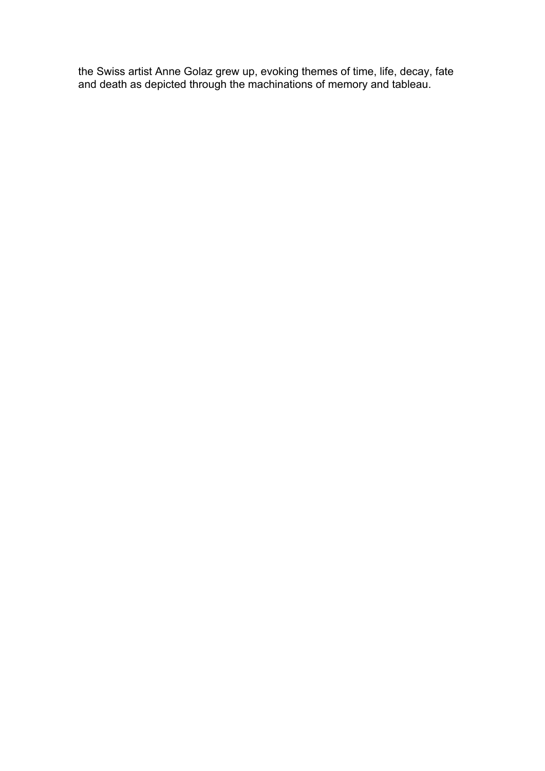the Swiss artist Anne Golaz grew up, evoking themes of time, life, decay, fate and death as depicted through the machinations of memory and tableau.